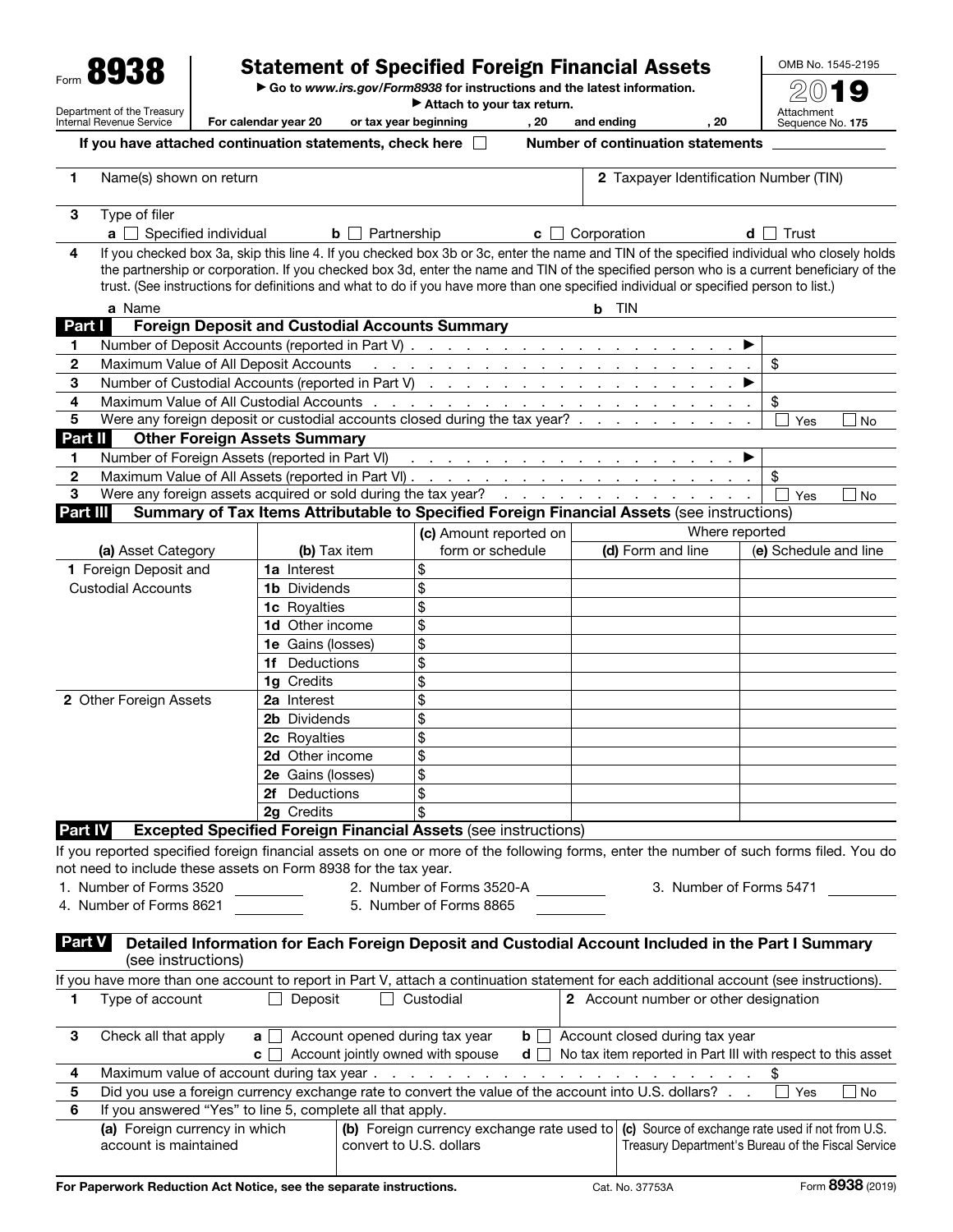Form **8938**

Department of the Treasury
Internal Revenue Service

# Statement of Specified Foreign Financial Assets

▶ Go to *www.irs.gov/Form8938* for instructions and the latest information.
▶ Attach to your tax return.

OMB No. 1545-2195

**2019**

Attachment Sequence No. **175**

For calendar year 20 or tax year beginning , 20 and ending , 20

If you have attached continuation statements, check here ☐ Number of continuation statements

| | | |
|---|---|---|
| **1** | Name(s) shown on return | **2** Taxpayer Identification Number (TIN) |
| **3** | Type of filer **a** ☐ Specified individual **b** ☐ Partnership **c** ☐ Corporation **d** ☐ Trust | |
| **4** | If you checked box 3a, skip this line 4. If you checked box 3b or 3c, enter the name and TIN of the specified individual who closely holds the partnership or corporation. If you checked box 3d, enter the name and TIN of the specified person who is a current beneficiary of the trust. (See instructions for definitions and what to do if you have more than one specified individual or specified person to list.) | |
| | **a** Name | **b** TIN |

## Part I Foreign Deposit and Custodial Accounts Summary

| | | |
|---|---|---|
| **1** | Number of Deposit Accounts (reported in Part V) ▶ | |
| **2** | Maximum Value of All Deposit Accounts | $ |
| **3** | Number of Custodial Accounts (reported in Part V) ▶ | |
| **4** | Maximum Value of All Custodial Accounts | $ |
| **5** | Were any foreign deposit or custodial accounts closed during the tax year? | ☐ Yes ☐ No |

## Part II Other Foreign Assets Summary

| | | |
|---|---|---|
| **1** | Number of Foreign Assets (reported in Part VI) ▶ | |
| **2** | Maximum Value of All Assets (reported in Part VI) | $ |
| **3** | Were any foreign assets acquired or sold during the tax year? | ☐ Yes ☐ No |

## Part III Summary of Tax Items Attributable to Specified Foreign Financial Assets (see instructions)

| (a) Asset Category | (b) Tax item | (c) Amount reported on form or schedule | Where reported (d) Form and line | (e) Schedule and line |
|---|---|---|---|---|
| **1** Foreign Deposit and Custodial Accounts | **1a** Interest | $ | | |
| | **1b** Dividends | $ | | |
| | **1c** Royalties | $ | | |
| | **1d** Other income | $ | | |
| | **1e** Gains (losses) | $ | | |
| | **1f** Deductions | $ | | |
| | **1g** Credits | $ | | |
| **2** Other Foreign Assets | **2a** Interest | $ | | |
| | **2b** Dividends | $ | | |
| | **2c** Royalties | $ | | |
| | **2d** Other income | $ | | |
| | **2e** Gains (losses) | $ | | |
| | **2f** Deductions | $ | | |
| | **2g** Credits | $ | | |

## Part IV Excepted Specified Foreign Financial Assets (see instructions)

If you reported specified foreign financial assets on one or more of the following forms, enter the number of such forms filed. You do not need to include these assets on Form 8938 for the tax year.

1. Number of Forms 3520 ______
2. Number of Forms 3520-A ______
3. Number of Forms 5471 ______
4. Number of Forms 8621 ______
5. Number of Forms 8865 ______

## Part V Detailed Information for Each Foreign Deposit and Custodial Account Included in the Part I Summary (see instructions)

If you have more than one account to report in Part V, attach a continuation statement for each additional account (see instructions).

| | | |
|---|---|---|
| **1** | Type of account ☐ Deposit ☐ Custodial | **2** Account number or other designation |
| **3** | Check all that apply **a** ☐ Account opened during tax year **b** ☐ Account closed during tax year **c** ☐ Account jointly owned with spouse **d** ☐ No tax item reported in Part III with respect to this asset | |
| **4** | Maximum value of account during tax year | $ |
| **5** | Did you use a foreign currency exchange rate to convert the value of the account into U.S. dollars? | ☐ Yes ☐ No |
| **6** | If you answered "Yes" to line 5, complete all that apply. | |

| (a) Foreign currency in which account is maintained | (b) Foreign currency exchange rate used to convert to U.S. dollars | (c) Source of exchange rate used if not from U.S. Treasury Department's Bureau of the Fiscal Service |
|---|---|---|
| | | |

For Paperwork Reduction Act Notice, see the separate instructions. Cat. No. 37753A Form **8938** (2019)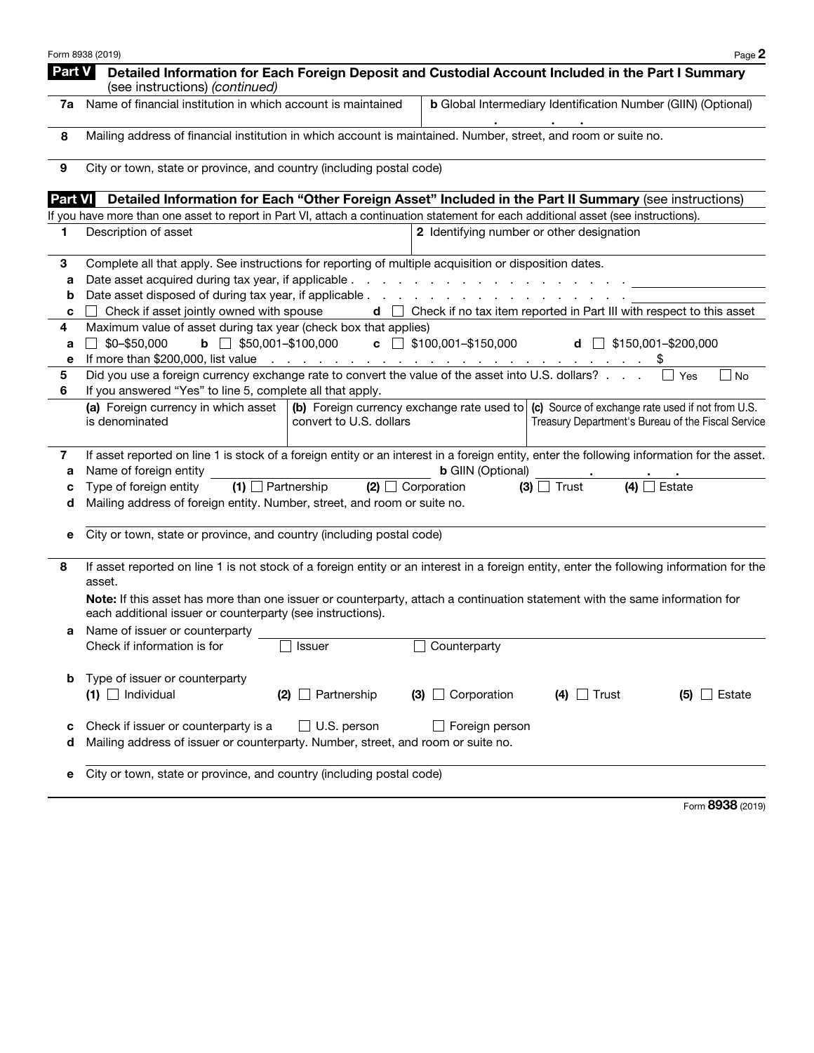## Part V Detailed Information for Each Foreign Deposit and Custodial Account Included in the Part I Summary (see instructions) *(continued)*

| | |
|---|---|
| **7a** Name of financial institution in which account is maintained | **b** Global Intermediary Identification Number (GIIN) (Optional) |

**8** Mailing address of financial institution in which account is maintained. Number, street, and room or suite no.

**9** City or town, state or province, and country (including postal code)

## Part VI Detailed Information for Each "Other Foreign Asset" Included in the Part II Summary (see instructions)

If you have more than one asset to report in Part VI, attach a continuation statement for each additional asset (see instructions).

| | |
|---|---|
| **1** Description of asset | **2** Identifying number or other designation |

**3** Complete all that apply. See instructions for reporting of multiple acquisition or disposition dates.

**a** Date asset acquired during tax year, if applicable . . . . . . . . . . . . . . . . . . . . . ______

**b** Date asset disposed of during tax year, if applicable . . . . . . . . . . . . . . . . . . . . ______

**c** ☐ Check if asset jointly owned with spouse  **d** ☐ Check if no tax item reported in Part III with respect to this asset

**4** Maximum value of asset during tax year (check box that applies)

**a** ☐ $0–$50,000  **b** ☐ $50,001–$100,000  **c** ☐ $100,001–$150,000  **d** ☐ $150,001–$200,000

**e** If more than $200,000, list value . . . . . . . . . . . . . . . . . . . . . . $ ______

**5** Did you use a foreign currency exchange rate to convert the value of the asset into U.S. dollars? . . . ☐ Yes ☐ No

**6** If you answered "Yes" to line 5, complete all that apply.

| (a) Foreign currency in which asset is denominated | (b) Foreign currency exchange rate used to convert to U.S. dollars | (c) Source of exchange rate used if not from U.S. Treasury Department's Bureau of the Fiscal Service |
|---|---|---|
| | | |

**7** If asset reported on line 1 is stock of a foreign entity or an interest in a foreign entity, enter the following information for the asset.

**a** Name of foreign entity ______ **b** GIIN (Optional) ______

**c** Type of foreign entity  **(1)** ☐ Partnership  **(2)** ☐ Corporation  **(3)** ☐ Trust  **(4)** ☐ Estate

**d** Mailing address of foreign entity. Number, street, and room or suite no.

**e** City or town, state or province, and country (including postal code)

**8** If asset reported on line 1 is not stock of a foreign entity or an interest in a foreign entity, enter the following information for the asset.

**Note:** If this asset has more than one issuer or counterparty, attach a continuation statement with the same information for each additional issuer or counterparty (see instructions).

**a** Name of issuer or counterparty ______
Check if information is for ☐ Issuer ☐ Counterparty

**b** Type of issuer or counterparty
**(1)** ☐ Individual  **(2)** ☐ Partnership  **(3)** ☐ Corporation  **(4)** ☐ Trust  **(5)** ☐ Estate

**c** Check if issuer or counterparty is a ☐ U.S. person ☐ Foreign person

**d** Mailing address of issuer or counterparty. Number, street, and room or suite no.

**e** City or town, state or province, and country (including postal code)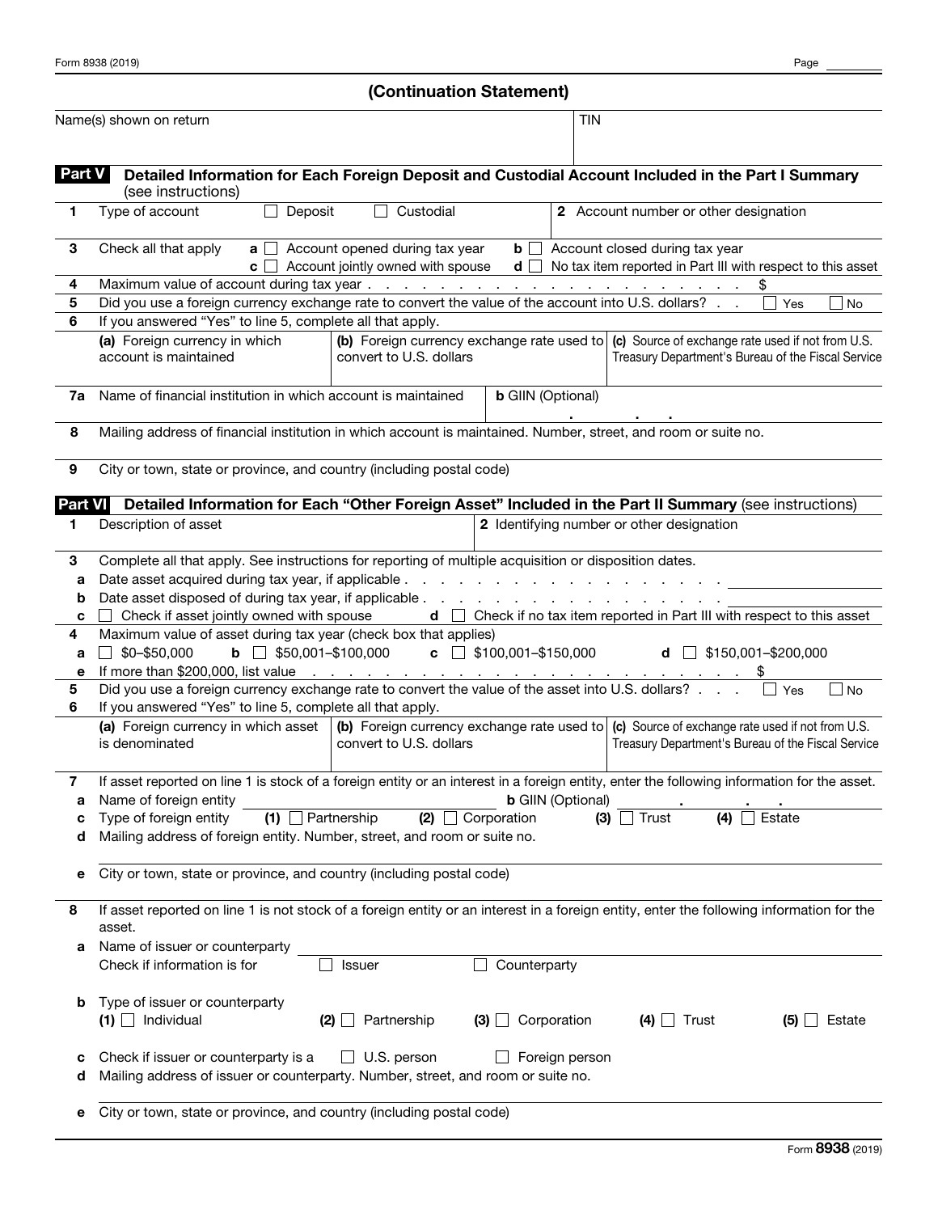Form 8938 (2019)

# (Continuation Statement)

| Name(s) shown on return | TIN |
|---|---|
| | |

## Part V Detailed Information for Each Foreign Deposit and Custodial Account Included in the Part I Summary (see instructions)

**1** Type of account ☐ Deposit ☐ Custodial

**2** Account number or other designation

**3** Check all that apply **a** ☐ Account opened during tax year **b** ☐ Account closed during tax year **c** ☐ Account jointly owned with spouse **d** ☐ No tax item reported in Part III with respect to this asset

**4** Maximum value of account during tax year . . . . . . . . . . . . . . . . . . . . . $

**5** Did you use a foreign currency exchange rate to convert the value of the account into U.S. dollars? . . ☐ Yes ☐ No

**6** If you answered "Yes" to line 5, complete all that apply.

| (a) Foreign currency in which account is maintained | (b) Foreign currency exchange rate used to convert to U.S. dollars | (c) Source of exchange rate used if not from U.S. Treasury Department's Bureau of the Fiscal Service |
|---|---|---|
| | | |

**7a** Name of financial institution in which account is maintained **b** GIIN (Optional) . . .

**8** Mailing address of financial institution in which account is maintained. Number, street, and room or suite no.

**9** City or town, state or province, and country (including postal code)

## Part VI Detailed Information for Each "Other Foreign Asset" Included in the Part II Summary (see instructions)

**1** Description of asset

**2** Identifying number or other designation

**3** Complete all that apply. See instructions for reporting of multiple acquisition or disposition dates.

**a** Date asset acquired during tax year, if applicable . . . . . . . . . . . . . . . . . . .

**b** Date asset disposed of during tax year, if applicable . . . . . . . . . . . . . . . . . .

**c** ☐ Check if asset jointly owned with spouse **d** ☐ Check if no tax item reported in Part III with respect to this asset

**4** Maximum value of asset during tax year (check box that applies)

**a** ☐ $0–$50,000 **b** ☐ $50,001–$100,000 **c** ☐ $100,001–$150,000 **d** ☐ $150,001–$200,000

**e** If more than $200,000, list value . . . . . . . . . . . . . . . . . . . . . . . $

**5** Did you use a foreign currency exchange rate to convert the value of the asset into U.S. dollars? . . . . ☐ Yes ☐ No

**6** If you answered "Yes" to line 5, complete all that apply.

| (a) Foreign currency in which asset is denominated | (b) Foreign currency exchange rate used to convert to U.S. dollars | (c) Source of exchange rate used if not from U.S. Treasury Department's Bureau of the Fiscal Service |
|---|---|---|
| | | |

**7** If asset reported on line 1 is stock of a foreign entity or an interest in a foreign entity, enter the following information for the asset.

**a** Name of foreign entity **b** GIIN (Optional) . . .

**c** Type of foreign entity **(1)** ☐ Partnership **(2)** ☐ Corporation **(3)** ☐ Trust **(4)** ☐ Estate

**d** Mailing address of foreign entity. Number, street, and room or suite no.

**e** City or town, state or province, and country (including postal code)

**8** If asset reported on line 1 is not stock of a foreign entity or an interest in a foreign entity, enter the following information for the asset.

**a** Name of issuer or counterparty

Check if information is for ☐ Issuer ☐ Counterparty

**b** Type of issuer or counterparty

**(1)** ☐ Individual **(2)** ☐ Partnership **(3)** ☐ Corporation **(4)** ☐ Trust **(5)** ☐ Estate

**c** Check if issuer or counterparty is a ☐ U.S. person ☐ Foreign person

**d** Mailing address of issuer or counterparty. Number, street, and room or suite no.

**e** City or town, state or province, and country (including postal code)

Form **8938** (2019)